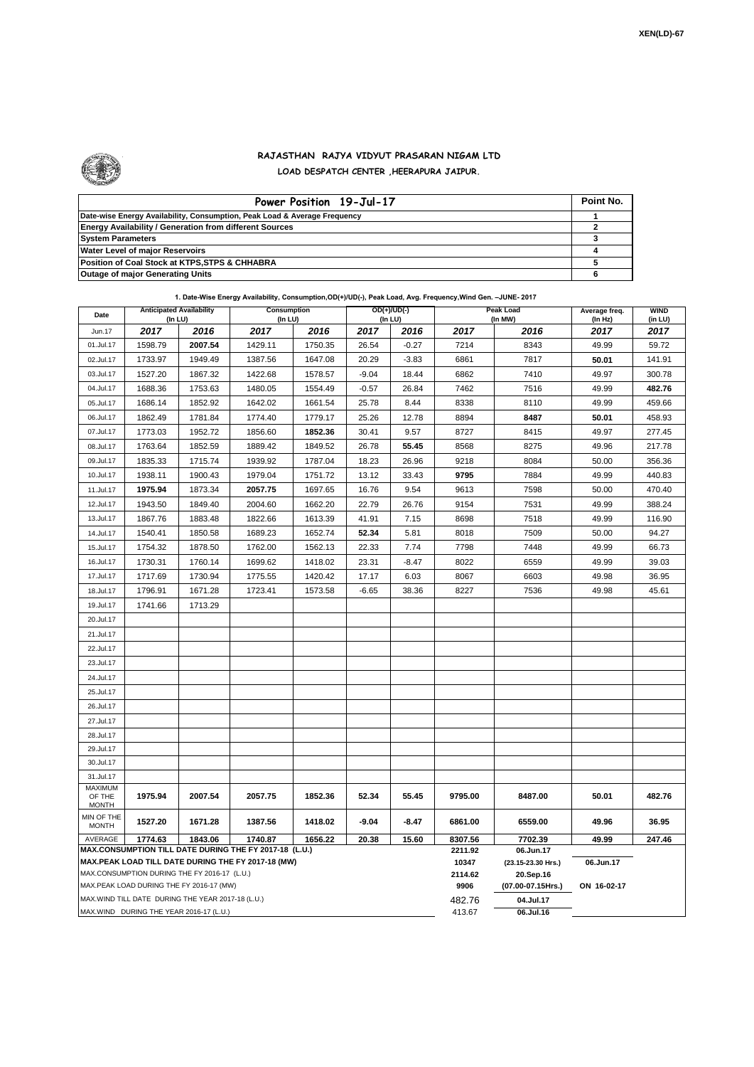XEN(LD)-67

# RAJASTHAN RAJYA VIDYUT PRASARAN NIGAM LTD

## LOAD DESPATCH CENTER ,HEERAPURA JAIPUR.

| Power Position 19-Jul-17 | Point No. |
|---|---|
| Date-wise Energy Availability, Consumption, Peak Load & Average Frequency | 1 |
| Energy Availability / Generation from different Sources | 2 |
| System Parameters | 3 |
| Water Level of major Reservoirs | 4 |
| Position of Coal Stock at KTPS,STPS & CHHABRA | 5 |
| Outage of major Generating Units | 6 |

**1. Date-Wise Energy Availability, Consumption,OD(+)/UD(-), Peak Load, Avg. Frequency,Wind Gen. –JUNE- 2017**

| Date | Anticipated Availability (In LU) | | Consumption (In LU) | | OD(+)/UD(-) (In LU) | | Peak Load (In MW) | | Average freq. (In Hz) | WIND (in LU) |
|---|---|---|---|---|---|---|---|---|---|---|
| Jun.17 | 2017 | 2016 | 2017 | 2016 | 2017 | 2016 | 2017 | 2016 | 2017 | 2017 |
| 01.Jul.17 | 1598.79 | **2007.54** | 1429.11 | 1750.35 | 26.54 | -0.27 | 7214 | 8343 | 49.99 | 59.72 |
| 02.Jul.17 | 1733.97 | 1949.49 | 1387.56 | 1647.08 | 20.29 | -3.83 | 6861 | 7817 | **50.01** | 141.91 |
| 03.Jul.17 | 1527.20 | 1867.32 | 1422.68 | 1578.57 | -9.04 | 18.44 | 6862 | 7410 | 49.97 | 300.78 |
| 04.Jul.17 | 1688.36 | 1753.63 | 1480.05 | 1554.49 | -0.57 | 26.84 | 7462 | 7516 | 49.99 | **482.76** |
| 05.Jul.17 | 1686.14 | 1852.92 | 1642.02 | 1661.54 | 25.78 | 8.44 | 8338 | 8110 | 49.99 | 459.66 |
| 06.Jul.17 | 1862.49 | 1781.84 | 1774.40 | 1779.17 | 25.26 | 12.78 | 8894 | **8487** | **50.01** | 458.93 |
| 07.Jul.17 | 1773.03 | 1952.72 | 1856.60 | **1852.36** | 30.41 | 9.57 | 8727 | 8415 | 49.97 | 277.45 |
| 08.Jul.17 | 1763.64 | 1852.59 | 1889.42 | 1849.52 | 26.78 | **55.45** | 8568 | 8275 | 49.96 | 217.78 |
| 09.Jul.17 | 1835.33 | 1715.74 | 1939.92 | 1787.04 | 18.23 | 26.96 | 9218 | 8084 | 50.00 | 356.36 |
| 10.Jul.17 | 1938.11 | 1900.43 | 1979.04 | 1751.72 | 13.12 | 33.43 | **9795** | 7884 | 49.99 | 440.83 |
| 11.Jul.17 | **1975.94** | 1873.34 | **2057.75** | 1697.65 | 16.76 | 9.54 | 9613 | 7598 | 50.00 | 470.40 |
| 12.Jul.17 | 1943.50 | 1849.40 | 2004.60 | 1662.20 | 22.79 | 26.76 | 9154 | 7531 | 49.99 | 388.24 |
| 13.Jul.17 | 1867.76 | 1883.48 | 1822.66 | 1613.39 | 41.91 | 7.15 | 8698 | 7518 | 49.99 | 116.90 |
| 14.Jul.17 | 1540.41 | 1850.58 | 1689.23 | 1652.74 | **52.34** | 5.81 | 8018 | 7509 | 50.00 | 94.27 |
| 15.Jul.17 | 1754.32 | 1878.50 | 1762.00 | 1562.13 | 22.33 | 7.74 | 7798 | 7448 | 49.99 | 66.73 |
| 16.Jul.17 | 1730.31 | 1760.14 | 1699.62 | 1418.02 | 23.31 | -8.47 | 8022 | 6559 | 49.99 | 39.03 |
| 17.Jul.17 | 1717.69 | 1730.94 | 1775.55 | 1420.42 | 17.17 | 6.03 | 8067 | 6603 | 49.98 | 36.95 |
| 18.Jul.17 | 1796.91 | 1671.28 | 1723.41 | 1573.58 | -6.65 | 38.36 | 8227 | 7536 | 49.98 | 45.61 |
| 19.Jul.17 | 1741.66 | 1713.29 | | | | | | | | |
| 20.Jul.17 | | | | | | | | | | |
| 21.Jul.17 | | | | | | | | | | |
| 22.Jul.17 | | | | | | | | | | |
| 23.Jul.17 | | | | | | | | | | |
| 24.Jul.17 | | | | | | | | | | |
| 25.Jul.17 | | | | | | | | | | |
| 26.Jul.17 | | | | | | | | | | |
| 27.Jul.17 | | | | | | | | | | |
| 28.Jul.17 | | | | | | | | | | |
| 29.Jul.17 | | | | | | | | | | |
| 30.Jul.17 | | | | | | | | | | |
| 31.Jul.17 | | | | | | | | | | |
| MAXIMUM OF THE MONTH | 1975.94 | 2007.54 | 2057.75 | 1852.36 | 52.34 | 55.45 | 9795.00 | 8487.00 | 50.01 | 482.76 |
| MIN OF THE MONTH | 1527.20 | 1671.28 | 1387.56 | 1418.02 | -9.04 | -8.47 | 6861.00 | 6559.00 | 49.96 | 36.95 |
| AVERAGE | 1774.63 | 1843.06 | 1740.87 | 1656.22 | 20.38 | 15.60 | 8307.56 | 7702.39 | 49.99 | 247.46 |
| MAX.CONSUMPTION TILL DATE DURING THE FY 2017-18 (L.U.) | | | | | | | 2211.92 | 06.Jun.17 | | |
| MAX.PEAK LOAD TILL DATE DURING THE FY 2017-18 (MW) | | | | | | | 10347 | (23.15-23.30 Hrs.) | 06.Jun.17 | |
| MAX.CONSUMPTION DURING THE FY 2016-17 (L.U.) | | | | | | | 2114.62 | 20.Sep.16 | | |
| MAX.PEAK LOAD DURING THE FY 2016-17 (MW) | | | | | | | 9906 | (07.00-07.15Hrs.) | ON 16-02-17 | |
| MAX.WIND TILL DATE DURING THE YEAR 2017-18 (L.U.) | | | | | | | 482.76 | 04.Jul.17 | | |
| MAX.WIND DURING THE YEAR 2016-17 (L.U.) | | | | | | | 413.67 | 06.Jul.16 | | |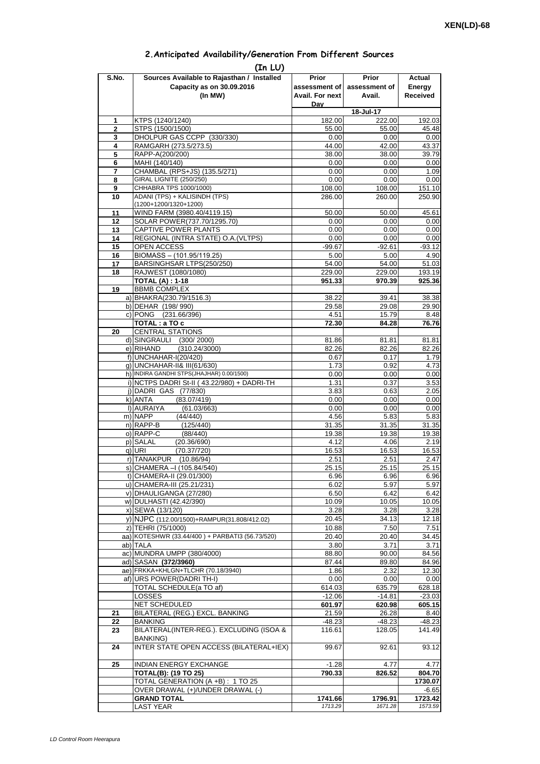**XEN(LD)-68**

## 2.Anticipated Availability/Generation From Different Sources

**(In LU)**

| S.No. | Sources Available to Rajasthan / Installed Capacity as on 30.09.2016 (In MW) | Prior assessment of Avail. For next Day | Prior assessment of Avail. | Actual Energy Received |
|---|---|---|---|---|
| | | 18-Jul-17 | | |
| 1 | KTPS (1240/1240) | 182.00 | 222.00 | 192.03 |
| 2 | STPS (1500/1500) | 55.00 | 55.00 | 45.48 |
| 3 | DHOLPUR GAS CCPP (330/330) | 0.00 | 0.00 | 0.00 |
| 4 | RAMGARH (273.5/273.5) | 44.00 | 42.00 | 43.37 |
| 5 | RAPP-A(200/200) | 38.00 | 38.00 | 39.79 |
| 6 | MAHI (140/140) | 0.00 | 0.00 | 0.00 |
| 7 | CHAMBAL (RPS+JS) (135.5/271) | 0.00 | 0.00 | 1.09 |
| 8 | GIRAL LIGNITE (250/250) | 0.00 | 0.00 | 0.00 |
| 9 | CHHABRA TPS 1000/1000) | 108.00 | 108.00 | 151.10 |
| 10 | ADANI (TPS) + KALISINDH (TPS) (1200+1200/1320+1200) | 286.00 | 260.00 | 250.90 |
| 11 | WIND FARM (3980.40/4119.15) | 50.00 | 50.00 | 45.61 |
| 12 | SOLAR POWER(737.70/1295.70) | 0.00 | 0.00 | 0.00 |
| 13 | CAPTIVE POWER PLANTS | 0.00 | 0.00 | 0.00 |
| 14 | REGIONAL (INTRA STATE) O.A.(VLTPS) | 0.00 | 0.00 | 0.00 |
| 15 | OPEN ACCESS | -99.67 | -92.61 | -93.12 |
| 16 | BIOMASS – (101.95/119.25) | 5.00 | 5.00 | 4.90 |
| 17 | BARSINGHSAR LTPS(250/250) | 54.00 | 54.00 | 51.03 |
| 18 | RAJWEST (1080/1080) | 229.00 | 229.00 | 193.19 |
| | **TOTAL (A) : 1-18** | **951.33** | **970.39** | **925.36** |
| 19 | BBMB COMPLEX | | | |
| | a) BHAKRA(230.79/1516.3) | 38.22 | 39.41 | 38.38 |
| | b) DEHAR (198/ 990) | 29.58 | 29.08 | 29.90 |
| | c) PONG (231.66/396) | 4.51 | 15.79 | 8.48 |
| | **TOTAL : a TO c** | **72.30** | **84.28** | **76.76** |
| 20 | CENTRAL STATIONS | | | |
| | d) SINGRAULI (300/ 2000) | 81.86 | 81.81 | 81.81 |
| | e) RIHAND (310.24/3000) | 82.26 | 82.26 | 82.26 |
| | f) UNCHAHAR-I(20/420) | 0.67 | 0.17 | 1.79 |
| | g) UNCHAHAR-II& III(61/630) | 1.73 | 0.92 | 4.73 |
| | h) INDIRA GANDHI STPS(JHAJHAR) 0.00/1500) | 0.00 | 0.00 | 0.00 |
| | i) NCTPS DADRI St-II ( 43.22/980) + DADRI-TH | 1.31 | 0.37 | 3.53 |
| | j) DADRI GAS (77/830) | 3.83 | 0.63 | 2.05 |
| | k) ANTA (83.07/419) | 0.00 | 0.00 | 0.00 |
| | l) AURAIYA (61.03/663) | 0.00 | 0.00 | 0.00 |
| | m) NAPP (44/440) | 4.56 | 5.83 | 5.83 |
| | n) RAPP-B (125/440) | 31.35 | 31.35 | 31.35 |
| | o) RAPP-C (88/440) | 19.38 | 19.38 | 19.38 |
| | p) SALAL (20.36/690) | 4.12 | 4.06 | 2.19 |
| | q) URI (70.37/720) | 16.53 | 16.53 | 16.53 |
| | r) TANAKPUR (10.86/94) | 2.51 | 2.51 | 2.47 |
| | s) CHAMERA –I (105.84/540) | 25.15 | 25.15 | 25.15 |
| | t) CHAMERA-II (29.01/300) | 6.96 | 6.96 | 6.96 |
| | u) CHAMERA-III (25.21/231) | 6.02 | 5.97 | 5.97 |
| | v) DHAULIGANGA (27/280) | 6.50 | 6.42 | 6.42 |
| | w) DULHASTI (42.42/390) | 10.09 | 10.05 | 10.05 |
| | x) SEWA (13/120) | 3.28 | 3.28 | 3.28 |
| | y) NJPC (112.00/1500)+RAMPUR(31.808/412.02) | 20.45 | 34.13 | 12.18 |
| | z) TEHRI (75/1000) | 10.88 | 7.50 | 7.51 |
| | aa) KOTESHWR (33.44/400 ) + PARBATI3 (56.73/520) | 20.40 | 20.40 | 34.45 |
| | ab) TALA | 3.80 | 3.71 | 3.71 |
| | ac) MUNDRA UMPP (380/4000) | 88.80 | 90.00 | 84.56 |
| | ad) SASAN **(372/3960)** | 87.44 | 89.80 | 84.96 |
| | ae) FRKKA+KHLGN+TLCHR (70.18/3940) | 1.86 | 2.32 | 12.30 |
| | af) URS POWER(DADRI TH-I) | 0.00 | 0.00 | 0.00 |
| | TOTAL SCHEDULE(a TO af) | 614.03 | 635.79 | 628.18 |
| | LOSSES | -12.06 | -14.81 | -23.03 |
| | NET SCHEDULED | **601.97** | **620.98** | **605.15** |
| 21 | BILATERAL (REG.) EXCL. BANKING | 21.59 | 26.28 | 8.40 |
| 22 | BANKING | -48.23 | -48.23 | -48.23 |
| 23 | BILATERAL(INTER-REG.). EXCLUDING (ISOA & BANKING) | 116.61 | 128.05 | 141.49 |
| 24 | INTER STATE OPEN ACCESS (BILATERAL+IEX) | 99.67 | 92.61 | 93.12 |
| 25 | INDIAN ENERGY EXCHANGE | -1.28 | 4.77 | 4.77 |
| | **TOTAL(B): (19 TO 25)** | **790.33** | **826.52** | **804.70** |
| | TOTAL GENERATION (A +B) : 1 TO 25 | | | **1730.07** |
| | OVER DRAWAL (+)/UNDER DRAWAL (-) | | | -6.65 |
| | **GRAND TOTAL** | **1741.66** | **1796.91** | **1723.42** |
| | LAST YEAR | *1713.29* | *1671.28* | *1573.59* |

*LD Control Room Heerapura*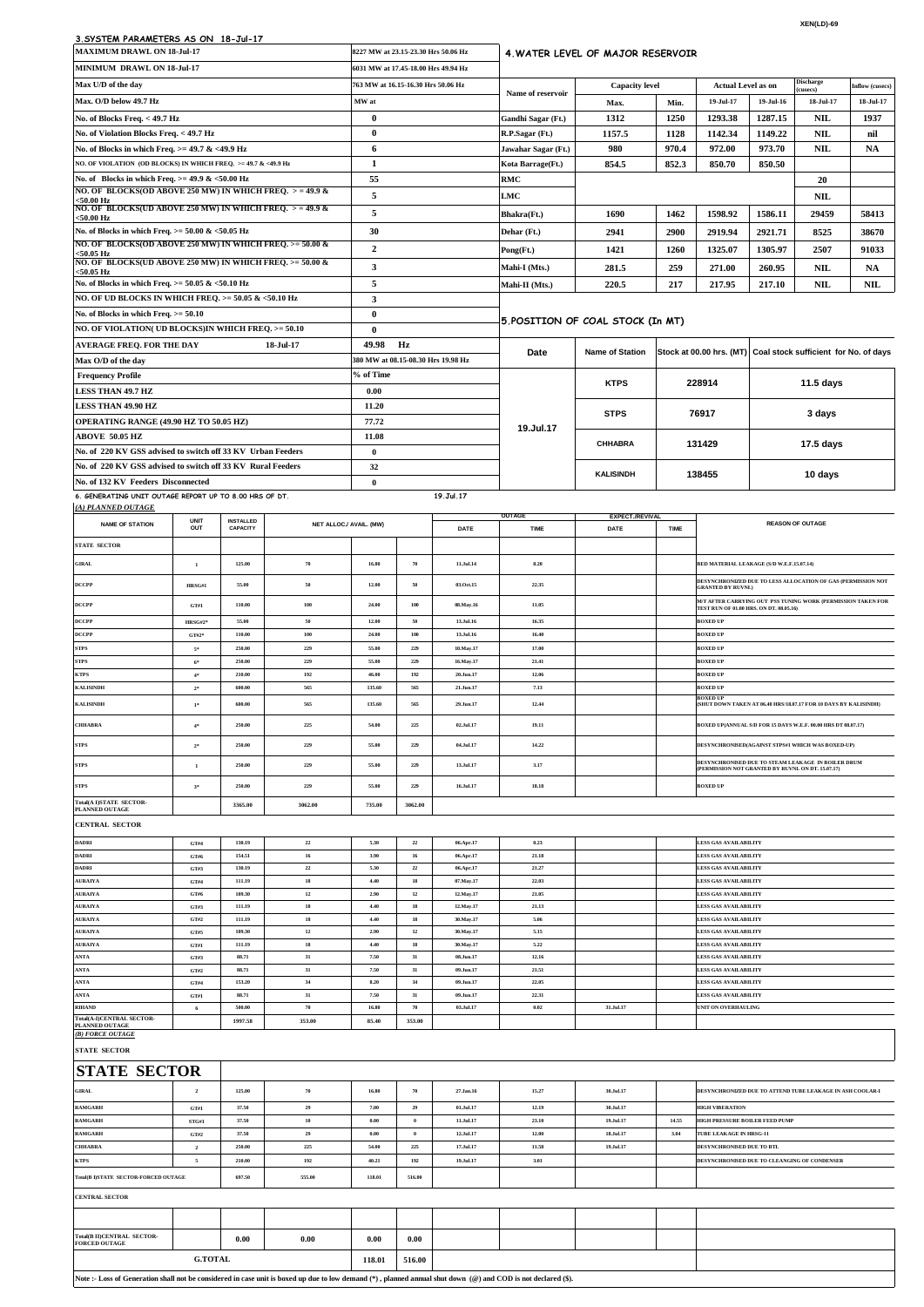XEN(LD)-69

### 3.SYSTEM PARAMETERS AS ON 18-Jul-17

| | |
|---|---|
| MAXIMUM DRAWL ON 18-Jul-17 | 8227 MW at 23.15-23.30 Hrs 50.06 Hz |
| MINIMUM DRAWL ON 18-Jul-17 | 6031 MW at 17.45-18.00 Hrs 49.94 Hz |
| Max U/D of the day | 763 MW at 16.15-16.30 Hrs 50.06 Hz |
| Max. O/D below 49.7 Hz | MW at |
| No. of Blocks Freq. < 49.7 Hz | 0 |
| No. of Violation Blocks Freq. < 49.7 Hz | 0 |
| No. of Blocks in which Freq. >= 49.7 & <49.9 Hz | 6 |
| NO. OF VIOLATION (OD BLOCKS) IN WHICH FREQ. >= 49.7 & <49.9 Hz | 1 |
| No. of Blocks in which Freq. >= 49.9 & <50.00 Hz | 55 |
| NO. OF BLOCKS(OD ABOVE 250 MW) IN WHICH FREQ. > = 49.9 & <50.00 Hz | 5 |
| NO. OF BLOCKS(UD ABOVE 250 MW) IN WHICH FREQ. > = 49.9 & <50.00 Hz | 5 |
| No. of Blocks in which Freq. >= 50.00 & <50.05 Hz | 30 |
| NO. OF BLOCKS(OD ABOVE 250 MW) IN WHICH FREQ. >= 50.00 & <50.05 Hz | 2 |
| NO. OF BLOCKS(UD ABOVE 250 MW) IN WHICH FREQ. >= 50.00 & <50.05 Hz | 3 |
| No. of Blocks in which Freq. >= 50.05 & <50.10 Hz | 5 |
| NO. OF UD BLOCKS IN WHICH FREQ. >= 50.05 & <50.10 Hz | 3 |
| No. of Blocks in which Freq. >= 50.10 | 0 |
| NO. OF VIOLATION( UD BLOCKS)IN WHICH FREQ. >= 50.10 | 0 |
| AVERAGE FREQ. FOR THE DAY 18-Jul-17 | 49.98 Hz |
| Max O/D of the day | 380 MW at 08.15-08.30 Hrs 19.98 Hz |
| Frequency Profile | % of Time |
| LESS THAN 49.7 HZ | 0.00 |
| LESS THAN 49.90 HZ | 11.20 |
| OPERATING RANGE (49.90 HZ TO 50.05 HZ) | 77.72 |
| ABOVE 50.05 HZ | 11.08 |
| No. of 220 KV GSS advised to switch off 33 KV Urban Feeders | 0 |
| No. of 220 KV GSS advised to switch off 33 KV Rural Feeders | 32 |
| No. of 132 KV Feeders Disconnected | 0 |

### 4.WATER LEVEL OF MAJOR RESERVOIR

| Name of reservoir | Capacity level Max. | Capacity level Min. | Actual Level as on 19-Jul-17 | Actual Level as on 19-Jul-16 | Discharge (cusecs) 18-Jul-17 | Inflow (cusecs) 18-Jul-17 |
|---|---|---|---|---|---|---|
| Gandhi Sagar (Ft.) | 1312 | 1250 | 1293.38 | 1287.15 | NIL | 1937 |
| R.P.Sagar (Ft.) | 1157.5 | 1128 | 1142.34 | 1149.22 | NIL | nil |
| Jawahar Sagar (Ft.) | 980 | 970.4 | 972.00 | 973.70 | NIL | NA |
| Kota Barrage(Ft.) | 854.5 | 852.3 | 850.70 | 850.50 | | |
| RMC | | | | | 20 | |
| LMC | | | | | NIL | |
| Bhakra(Ft.) | 1690 | 1462 | 1598.92 | 1586.11 | 29459 | 58413 |
| Dehar (Ft.) | 2941 | 2900 | 2919.94 | 2921.71 | 8525 | 38670 |
| Pong(Ft.) | 1421 | 1260 | 1325.07 | 1305.97 | 2507 | 91033 |
| Mahi-I (Mts.) | 281.5 | 259 | 271.00 | 260.95 | NIL | NA |
| Mahi-II (Mts.) | 220.5 | 217 | 217.95 | 217.10 | NIL | NIL |

### 5.POSITION OF COAL STOCK (In MT)

| Date | Name of Station | Stock at 00.00 hrs. (MT) | Coal stock sufficient for No. of days |
|---|---|---|---|
| 19.Jul.17 | KTPS | 228914 | 11.5 days |
| | STPS | 76917 | 3 days |
| | CHHABRA | 131429 | 17.5 days |
| | KALISINDH | 138455 | 10 days |

### 6. GENERATING UNIT OUTAGE REPORT UP TO 8.00 HRS OF DT. 19.Jul.17

*(A) PLANNED OUTAGE*

| NAME OF STATION | UNIT OUT | INSTALLED CAPACITY | NET ALLOC./ AVAIL. (MW) | | | OUTAGE DATE | OUTAGE TIME | EXPECT./REVIVAL DATE | EXPECT./REVIVAL TIME | REASON OF OUTAGE |
|---|---|---|---|---|---|---|---|---|---|---|
| STATE SECTOR | | | | | | | | | | |
| GIRAL | 1 | 125.00 | 70 | 16.80 | 70 | 11.Jul.14 | 8.20 | | | BED MATERIAL LEAKAGE (S/D W.E.F.15.07.14) |
| DCCPP | HRSG#1 | 55.00 | 50 | 12.00 | 50 | 03.Oct.15 | 22.35 | | | DESYNCHRONIZED DUE TO LESS ALLOCATION OF GAS (PERMISSION NOT GRANTED BY RUVNL) |
| DCCPP | GT#1 | 110.00 | 100 | 24.00 | 100 | 08.May.16 | 11.05 | | | M/T AFTER CARRYING OUT PSS TUNING WORK (PERMISSION TAKEN FOR TEST RUN OF 01.00 HRS. ON DT. 08.05.16) |
| DCCPP | HRSG#2* | 55.00 | 50 | 12.00 | 50 | 13.Jul.16 | 16.35 | | | BOXED UP |
| DCCPP | GT#2* | 110.00 | 100 | 24.00 | 100 | 13.Jul.16 | 16.40 | | | BOXED UP |
| STPS | 5* | 250.00 | 229 | 55.00 | 229 | 10.May.17 | 17.00 | | | BOXED UP |
| STPS | 6* | 250.00 | 229 | 55.00 | 229 | 16.May.17 | 21.41 | | | BOXED UP |
| KTPS | 4* | 210.00 | 192 | 46.00 | 192 | 20.Jun.17 | 12.06 | | | BOXED UP |
| KALISINDH | 2* | 600.00 | 565 | 135.60 | 565 | 21.Jun.17 | 7.13 | | | BOXED UP |
| KALISINDH | 1* | 600.00 | 565 | 135.60 | 565 | 29.Jun.17 | 12.44 | | | BOXED UP (SHUT DOWN TAKEN AT 06.40 HRS/18.07.17 FOR 10 DAYS BY KALISINDH) |
| CHHABRA | 4* | 250.00 | 225 | 54.00 | 225 | 02.Jul.17 | 19.11 | | | BOXED UP(ANNUAL S/D FOR 15 DAYS W.E.F. 00.00 HRS DT 08.07.17) |
| STPS | 2* | 250.00 | 229 | 55.00 | 229 | 04.Jul.17 | 14.22 | | | DESYNCHRONISED(AGAINST STPS#1 WHICH WAS BOXED-UP) |
| STPS | 1 | 250.00 | 229 | 55.00 | 229 | 13.Jul.17 | 3.17 | | | DESYNCHRONIZED DUE TO STEAM LEAKAGE IN BOILER DRUM (PERMISSION NOT GRANTED BY RUVNL ON DT. 15.07.17) |
| STPS | 3* | 250.00 | 229 | 55.00 | 229 | 16.Jul.17 | 18.18 | | | BOXED UP |
| Total(A I)STATE SECTOR-PLANNED OUTAGE | | 3365.00 | 3062.00 | 735.00 | 3062.00 | | | | | |
| CENTRAL SECTOR | | | | | | | | | | |
| DADRI | GT#4 | 130.19 | 22 | 5.30 | 22 | 06.Apr.17 | 0.23 | | | LESS GAS AVAILABILITY |
| DADRI | GT#6 | 154.51 | 16 | 3.90 | 16 | 06.Apr.17 | 21.18 | | | LESS GAS AVAILABILITY |
| DADRI | GT#3 | 130.19 | 22 | 5.30 | 22 | 06.Apr.17 | 21.27 | | | LESS GAS AVAILABILITY |
| AURAIYA | GT#4 | 111.19 | 18 | 4.40 | 18 | 07.May.17 | 22.03 | | | LESS GAS AVAILABILITY |
| AURAIYA | GT#6 | 109.30 | 12 | 2.90 | 12 | 12.May.17 | 21.05 | | | LESS GAS AVAILABILITY |
| AURAIYA | GT#3 | 111.19 | 18 | 4.40 | 18 | 12.May.17 | 21.13 | | | LESS GAS AVAILABILITY |
| AURAIYA | GT#2 | 111.19 | 18 | 4.40 | 18 | 30.May.17 | 5.06 | | | LESS GAS AVAILABILITY |
| AURAIYA | GT#5 | 109.30 | 12 | 2.90 | 12 | 30.May.17 | 5.15 | | | LESS GAS AVAILABILITY |
| AURAIYA | GT#1 | 111.19 | 18 | 4.40 | 18 | 30.May.17 | 5.22 | | | LESS GAS AVAILABILITY |
| ANTA | GT#3 | 88.71 | 31 | 7.50 | 31 | 08.Jun.17 | 12.16 | | | LESS GAS AVAILABILITY |
| ANTA | GT#2 | 88.71 | 31 | 7.50 | 31 | 09.Jun.17 | 21.51 | | | LESS GAS AVAILABILITY |
| ANTA | GT#4 | 153.20 | 34 | 8.20 | 34 | 09.Jun.17 | 22.05 | | | LESS GAS AVAILABILITY |
| ANTA | GT#1 | 88.71 | 31 | 7.50 | 31 | 09.Jun.17 | 22.31 | | | LESS GAS AVAILABILITY |
| RIHAND | 6 | 500.00 | 70 | 16.80 | 70 | 03.Jul.17 | 0.02 | 31.Jul.17 | | UNIT ON OVERHAULING |
| Total(A-I)CENTRAL SECTOR-PLANNED OUTAGE | | 1997.58 | 353.00 | 85.40 | 353.00 | | | | | |

*(B) FORCE OUTAGE*

| NAME OF STATION | UNIT OUT | INSTALLED CAPACITY | NET ALLOC./ AVAIL. (MW) | | | OUTAGE DATE | OUTAGE TIME | EXPECT./REVIVAL DATE | EXPECT./REVIVAL TIME | REASON OF OUTAGE |
|---|---|---|---|---|---|---|---|---|---|---|
| STATE SECTOR | | | | | | | | | | |
| GIRAL | 2 | 125.00 | 70 | 16.80 | 70 | 27.Jan.16 | 15.27 | 30.Jul.17 | | DESYNCHRONIZED DUE TO ATTEND TUBE LEAKAGE IN ASH COOLAR-I |
| RAMGARH | GT#1 | 37.50 | 29 | 7.00 | 29 | 01.Jul.17 | 12.19 | 30.Jul.17 | | HIGH VIBERATION |
| RAMGARH | STG#1 | 37.50 | 10 | 0.00 | 0 | 11.Jul.17 | 23.10 | 19.Jul.17 | 14.55 | HIGH PRESSURE BOILER FEED PUMP |
| RAMGARH | GT#2 | 37.50 | 29 | 0.00 | 0 | 12.Jul.17 | 12.00 | 18.Jul.17 | 3.04 | TUBE LEAKAGE IN HRSG-11 |
| CHHABRA | 2 | 250.00 | 225 | 54.00 | 225 | 17.Jul.17 | 11.58 | 19.Jul.17 | | DESYNCHRONISED DUE TO BTL |
| KTPS | 5 | 210.00 | 192 | 40.21 | 192 | 19.Jul.17 | 3.01 | | | DESYNCHRONISED DUE TO CLEANGING OF CONDENSER |
| Total(B I)STATE SECTOR-FORCED OUTAGE | | 697.50 | 555.00 | 118.01 | 516.00 | | | | | |
| CENTRAL SECTOR | | | | | | | | | | |
| | | | | | | | | | | |
| Total(B II)CENTRAL SECTOR-FORCED OUTAGE | | 0.00 | 0.00 | 0.00 | 0.00 | | | | | |
| G.TOTAL | | | | 118.01 | 516.00 | | | | | |

Note :- Loss of Generation shall not be considered in case unit is boxed up due to low demand (*) , planned annual shut down (@) and COD is not declared ($).